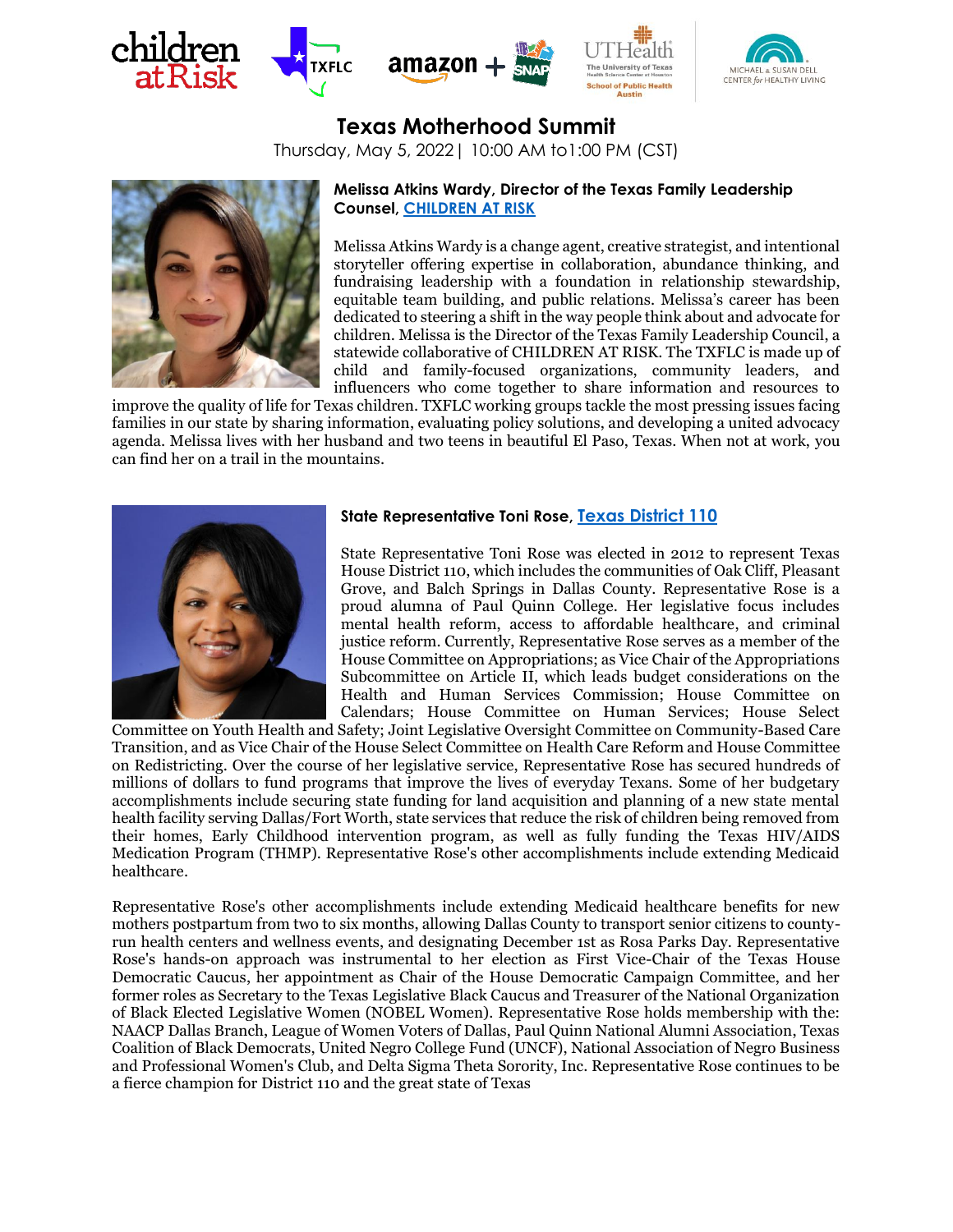# Texas Motherhood Summit

Thursday, May 5, 2022| 10:00 AM to1:00 PM (CST)

**Melissa Atkins Wardy, Director of the Texas Family Leadership Counsel, CHILDREN AT RISK**

Melissa Atkins Wardy is a change agent, creative strategist, and intentional storyteller offering expertise in collaboration, abundance thinking, and fundraising leadership with a foundation in relationship stewardship, equitable team building, and public relations. Melissa's career has been dedicated to steering a shift in the way people think about and advocate for children. Melissa is the Director of the Texas Family Leadership Council, a statewide collaborative of CHILDREN AT RISK. The TXFLC is made up of child and family-focused organizations, community leaders, and influencers who come together to share information and resources to improve the quality of life for Texas children. TXFLC working groups tackle the most pressing issues facing families in our state by sharing information, evaluating policy solutions, and developing a united advocacy agenda. Melissa lives with her husband and two teens in beautiful El Paso, Texas. When not at work, you can find her on a trail in the mountains.

**State Representative Toni Rose, Texas District 110**

State Representative Toni Rose was elected in 2012 to represent Texas House District 110, which includes the communities of Oak Cliff, Pleasant Grove, and Balch Springs in Dallas County. Representative Rose is a proud alumna of Paul Quinn College. Her legislative focus includes mental health reform, access to affordable healthcare, and criminal justice reform. Currently, Representative Rose serves as a member of the House Committee on Appropriations; as Vice Chair of the Appropriations Subcommittee on Article II, which leads budget considerations on the Health and Human Services Commission; House Committee on Calendars; House Committee on Human Services; House Select Committee on Youth Health and Safety; Joint Legislative Oversight Committee on Community-Based Care Transition, and as Vice Chair of the House Select Committee on Health Care Reform and House Committee on Redistricting. Over the course of her legislative service, Representative Rose has secured hundreds of millions of dollars to fund programs that improve the lives of everyday Texans. Some of her budgetary accomplishments include securing state funding for land acquisition and planning of a new state mental health facility serving Dallas/Fort Worth, state services that reduce the risk of children being removed from their homes, Early Childhood intervention program, as well as fully funding the Texas HIV/AIDS Medication Program (THMP). Representative Rose's other accomplishments include extending Medicaid healthcare.

Representative Rose's other accomplishments include extending Medicaid healthcare benefits for new mothers postpartum from two to six months, allowing Dallas County to transport senior citizens to county-run health centers and wellness events, and designating December 1st as Rosa Parks Day. Representative Rose's hands-on approach was instrumental to her election as First Vice-Chair of the Texas House Democratic Caucus, her appointment as Chair of the House Democratic Campaign Committee, and her former roles as Secretary to the Texas Legislative Black Caucus and Treasurer of the National Organization of Black Elected Legislative Women (NOBEL Women). Representative Rose holds membership with the: NAACP Dallas Branch, League of Women Voters of Dallas, Paul Quinn National Alumni Association, Texas Coalition of Black Democrats, United Negro College Fund (UNCF), National Association of Negro Business and Professional Women's Club, and Delta Sigma Theta Sorority, Inc. Representative Rose continues to be a fierce champion for District 110 and the great state of Texas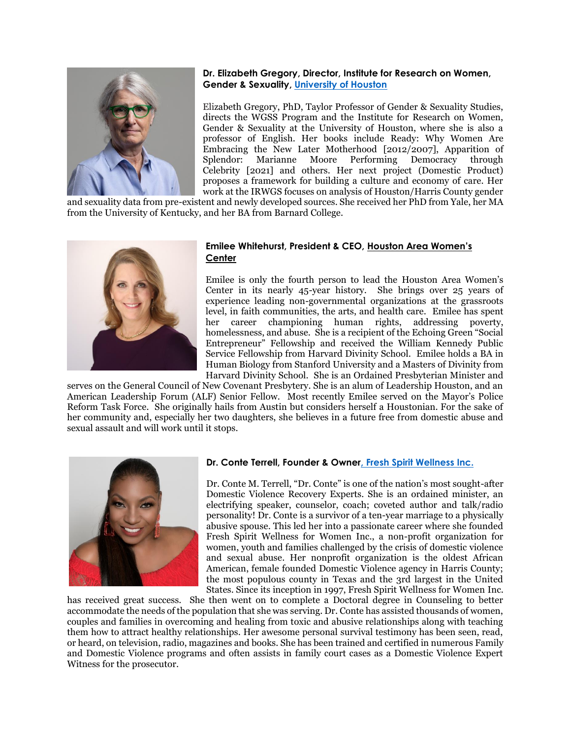**Dr. Elizabeth Gregory, Director, Institute for Research on Women, Gender & Sexuality, University of Houston**

Elizabeth Gregory, PhD, Taylor Professor of Gender & Sexuality Studies, directs the WGSS Program and the Institute for Research on Women, Gender & Sexuality at the University of Houston, where she is also a professor of English. Her books include Ready: Why Women Are Embracing the New Later Motherhood [2012/2007], Apparition of Splendor: Marianne Moore Performing Democracy through Celebrity [2021] and others. Her next project (Domestic Product) proposes a framework for building a culture and economy of care. Her work at the IRWGS focuses on analysis of Houston/Harris County gender and sexuality data from pre-existent and newly developed sources. She received her PhD from Yale, her MA from the University of Kentucky, and her BA from Barnard College.

**Emilee Whitehurst, President & CEO, Houston Area Women's Center**

Emilee is only the fourth person to lead the Houston Area Women's Center in its nearly 45-year history. She brings over 25 years of experience leading non-governmental organizations at the grassroots level, in faith communities, the arts, and health care. Emilee has spent her career championing human rights, addressing poverty, homelessness, and abuse. She is a recipient of the Echoing Green "Social Entrepreneur" Fellowship and received the William Kennedy Public Service Fellowship from Harvard Divinity School. Emilee holds a BA in Human Biology from Stanford University and a Masters of Divinity from Harvard Divinity School. She is an Ordained Presbyterian Minister and serves on the General Council of New Covenant Presbytery. She is an alum of Leadership Houston, and an American Leadership Forum (ALF) Senior Fellow. Most recently Emilee served on the Mayor's Police Reform Task Force. She originally hails from Austin but considers herself a Houstonian. For the sake of her community and, especially her two daughters, she believes in a future free from domestic abuse and sexual assault and will work until it stops.

**Dr. Conte Terrell, Founder & Owner, Fresh Spirit Wellness Inc.**

Dr. Conte M. Terrell, "Dr. Conte" is one of the nation's most sought-after Domestic Violence Recovery Experts. She is an ordained minister, an electrifying speaker, counselor, coach; coveted author and talk/radio personality! Dr. Conte is a survivor of a ten-year marriage to a physically abusive spouse. This led her into a passionate career where she founded Fresh Spirit Wellness for Women Inc., a non-profit organization for women, youth and families challenged by the crisis of domestic violence and sexual abuse. Her nonprofit organization is the oldest African American, female founded Domestic Violence agency in Harris County; the most populous county in Texas and the 3rd largest in the United States. Since its inception in 1997, Fresh Spirit Wellness for Women Inc. has received great success. She then went on to complete a Doctoral degree in Counseling to better accommodate the needs of the population that she was serving. Dr. Conte has assisted thousands of women, couples and families in overcoming and healing from toxic and abusive relationships along with teaching them how to attract healthy relationships. Her awesome personal survival testimony has been seen, read, or heard, on television, radio, magazines and books. She has been trained and certified in numerous Family and Domestic Violence programs and often assists in family court cases as a Domestic Violence Expert Witness for the prosecutor.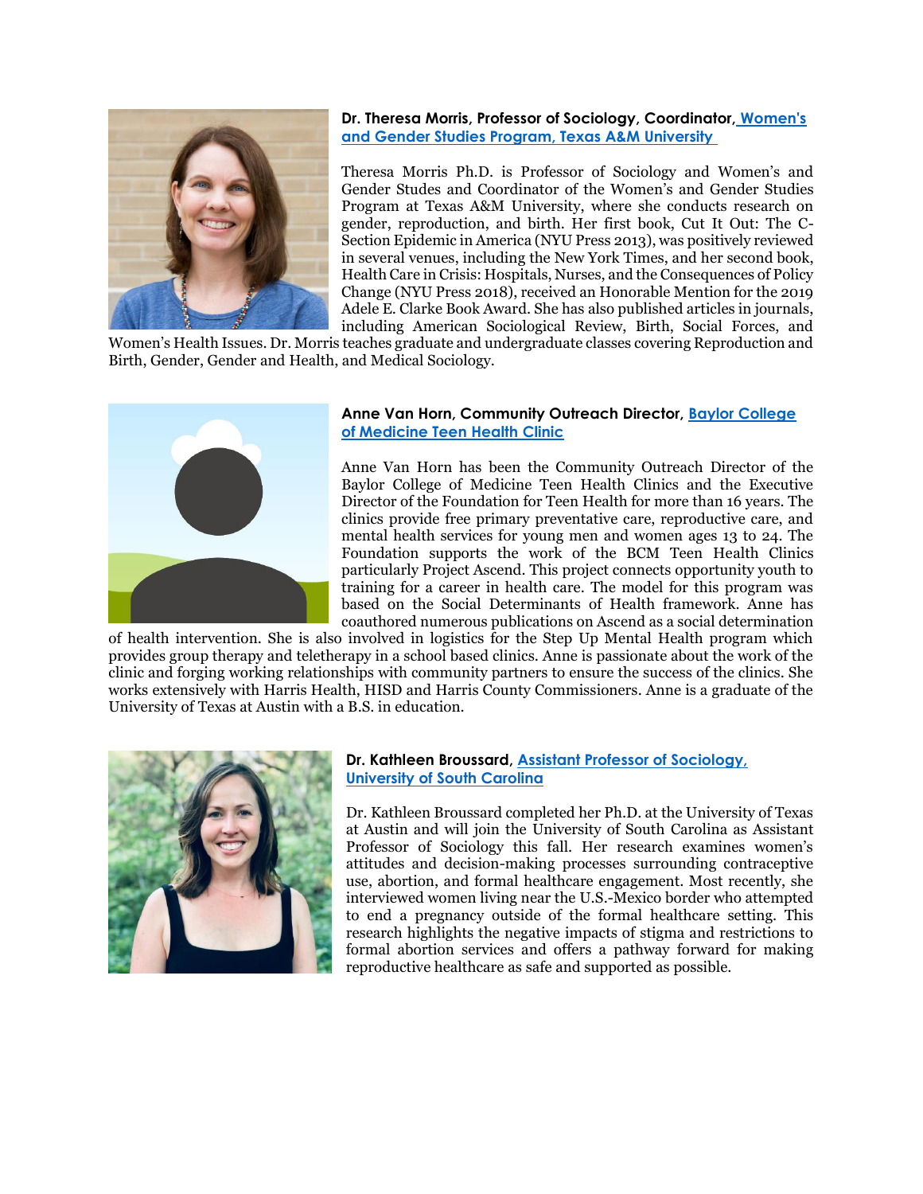**Dr. Theresa Morris, Professor of Sociology, Coordinator, Women's and Gender Studies Program, Texas A&M University**

Theresa Morris Ph.D. is Professor of Sociology and Women's and Gender Studes and Coordinator of the Women's and Gender Studies Program at Texas A&M University, where she conducts research on gender, reproduction, and birth. Her first book, Cut It Out: The C-Section Epidemic in America (NYU Press 2013), was positively reviewed in several venues, including the New York Times, and her second book, Health Care in Crisis: Hospitals, Nurses, and the Consequences of Policy Change (NYU Press 2018), received an Honorable Mention for the 2019 Adele E. Clarke Book Award. She has also published articles in journals, including American Sociological Review, Birth, Social Forces, and Women's Health Issues. Dr. Morris teaches graduate and undergraduate classes covering Reproduction and Birth, Gender, Gender and Health, and Medical Sociology.

**Anne Van Horn, Community Outreach Director, Baylor College of Medicine Teen Health Clinic**

Anne Van Horn has been the Community Outreach Director of the Baylor College of Medicine Teen Health Clinics and the Executive Director of the Foundation for Teen Health for more than 16 years. The clinics provide free primary preventative care, reproductive care, and mental health services for young men and women ages 13 to 24. The Foundation supports the work of the BCM Teen Health Clinics particularly Project Ascend. This project connects opportunity youth to training for a career in health care. The model for this program was based on the Social Determinants of Health framework. Anne has coauthored numerous publications on Ascend as a social determination of health intervention. She is also involved in logistics for the Step Up Mental Health program which provides group therapy and teletherapy in a school based clinics. Anne is passionate about the work of the clinic and forging working relationships with community partners to ensure the success of the clinics. She works extensively with Harris Health, HISD and Harris County Commissioners. Anne is a graduate of the University of Texas at Austin with a B.S. in education.

**Dr. Kathleen Broussard, Assistant Professor of Sociology, University of South Carolina**

Dr. Kathleen Broussard completed her Ph.D. at the University of Texas at Austin and will join the University of South Carolina as Assistant Professor of Sociology this fall. Her research examines women's attitudes and decision-making processes surrounding contraceptive use, abortion, and formal healthcare engagement. Most recently, she interviewed women living near the U.S.-Mexico border who attempted to end a pregnancy outside of the formal healthcare setting. This research highlights the negative impacts of stigma and restrictions to formal abortion services and offers a pathway forward for making reproductive healthcare as safe and supported as possible.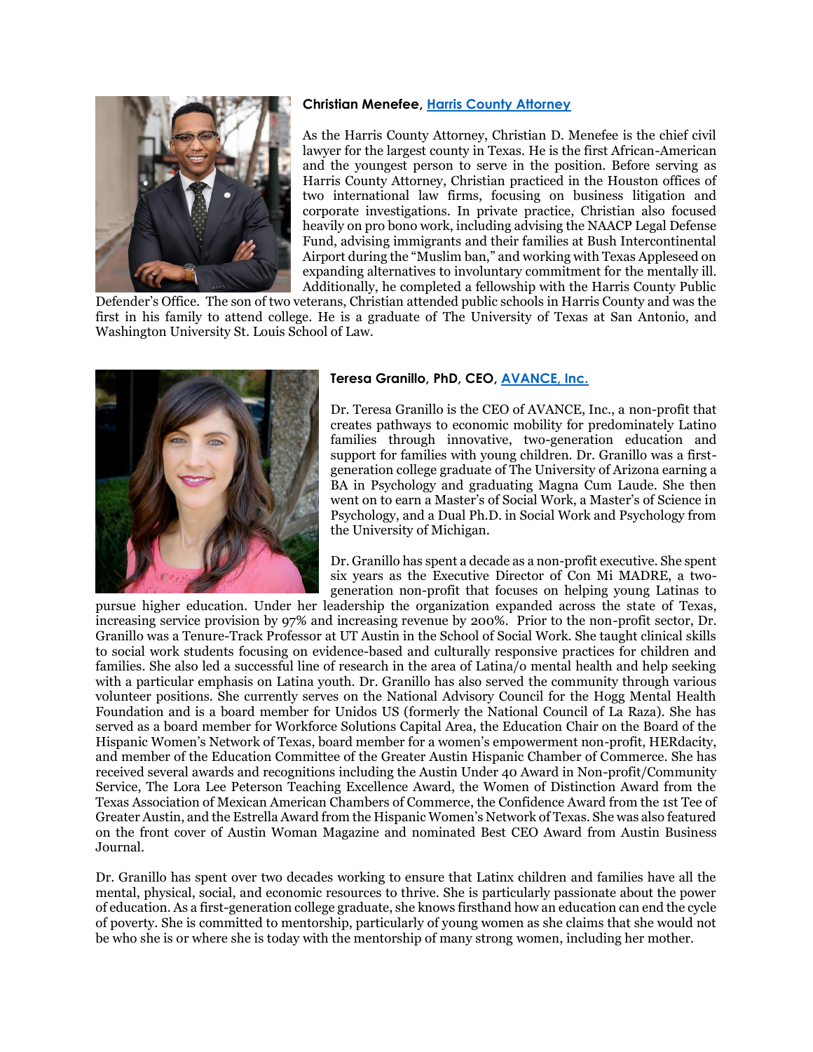**Christian Menefee, Harris County Attorney**

As the Harris County Attorney, Christian D. Menefee is the chief civil lawyer for the largest county in Texas. He is the first African-American and the youngest person to serve in the position. Before serving as Harris County Attorney, Christian practiced in the Houston offices of two international law firms, focusing on business litigation and corporate investigations. In private practice, Christian also focused heavily on pro bono work, including advising the NAACP Legal Defense Fund, advising immigrants and their families at Bush Intercontinental Airport during the "Muslim ban," and working with Texas Appleseed on expanding alternatives to involuntary commitment for the mentally ill. Additionally, he completed a fellowship with the Harris County Public Defender's Office. The son of two veterans, Christian attended public schools in Harris County and was the first in his family to attend college. He is a graduate of The University of Texas at San Antonio, and Washington University St. Louis School of Law.

**Teresa Granillo, PhD, CEO, AVANCE, Inc.**

Dr. Teresa Granillo is the CEO of AVANCE, Inc., a non-profit that creates pathways to economic mobility for predominately Latino families through innovative, two-generation education and support for families with young children. Dr. Granillo was a first-generation college graduate of The University of Arizona earning a BA in Psychology and graduating Magna Cum Laude. She then went on to earn a Master's of Social Work, a Master's of Science in Psychology, and a Dual Ph.D. in Social Work and Psychology from the University of Michigan.

Dr. Granillo has spent a decade as a non-profit executive. She spent six years as the Executive Director of Con Mi MADRE, a two-generation non-profit that focuses on helping young Latinas to pursue higher education. Under her leadership the organization expanded across the state of Texas, increasing service provision by 97% and increasing revenue by 200%. Prior to the non-profit sector, Dr. Granillo was a Tenure-Track Professor at UT Austin in the School of Social Work. She taught clinical skills to social work students focusing on evidence-based and culturally responsive practices for children and families. She also led a successful line of research in the area of Latina/o mental health and help seeking with a particular emphasis on Latina youth. Dr. Granillo has also served the community through various volunteer positions. She currently serves on the National Advisory Council for the Hogg Mental Health Foundation and is a board member for Unidos US (formerly the National Council of La Raza). She has served as a board member for Workforce Solutions Capital Area, the Education Chair on the Board of the Hispanic Women's Network of Texas, board member for a women's empowerment non-profit, HERdacity, and member of the Education Committee of the Greater Austin Hispanic Chamber of Commerce. She has received several awards and recognitions including the Austin Under 40 Award in Non-profit/Community Service, The Lora Lee Peterson Teaching Excellence Award, the Women of Distinction Award from the Texas Association of Mexican American Chambers of Commerce, the Confidence Award from the 1st Tee of Greater Austin, and the Estrella Award from the Hispanic Women's Network of Texas. She was also featured on the front cover of Austin Woman Magazine and nominated Best CEO Award from Austin Business Journal.

Dr. Granillo has spent over two decades working to ensure that Latinx children and families have all the mental, physical, social, and economic resources to thrive. She is particularly passionate about the power of education. As a first-generation college graduate, she knows firsthand how an education can end the cycle of poverty. She is committed to mentorship, particularly of young women as she claims that she would not be who she is or where she is today with the mentorship of many strong women, including her mother.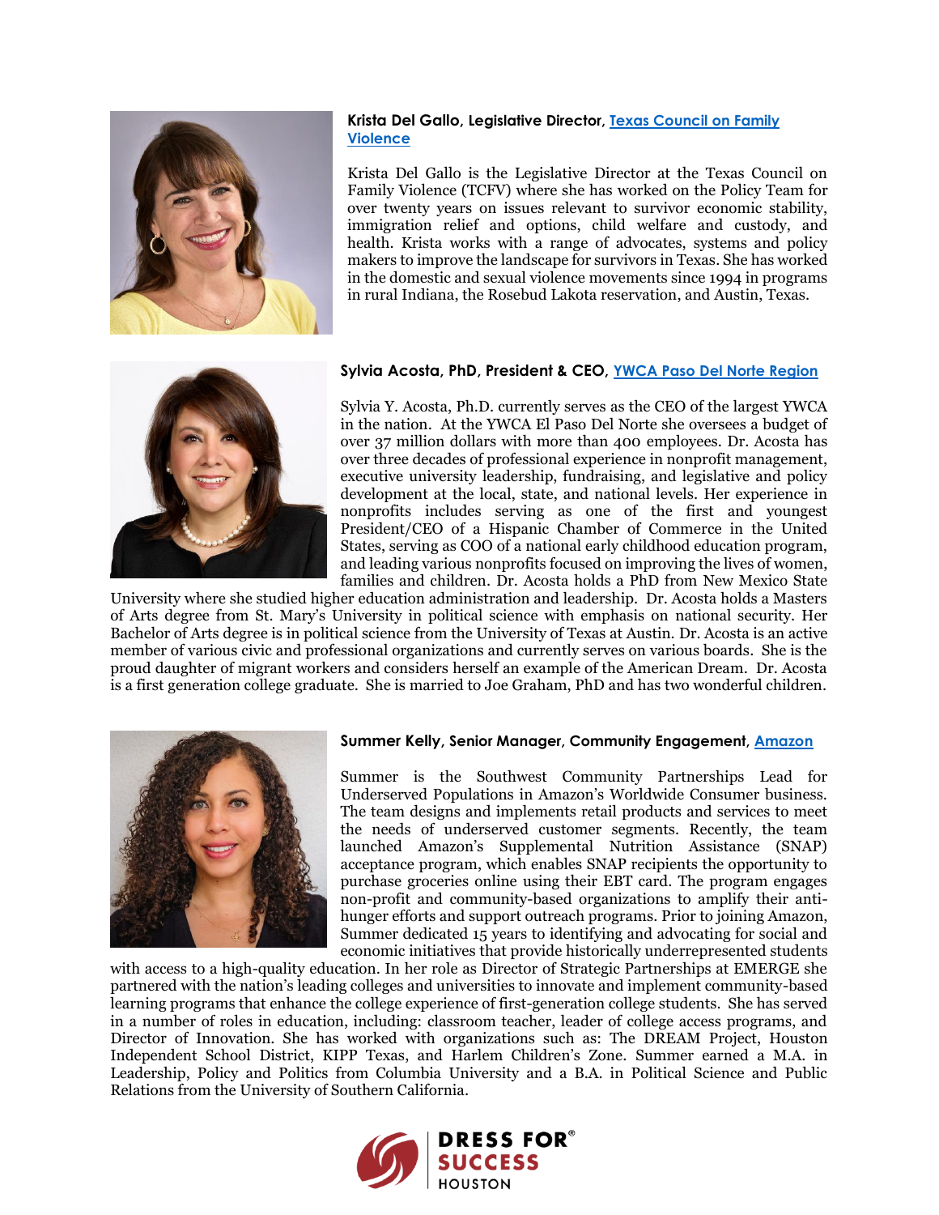**Krista Del Gallo, Legislative Director, Texas Council on Family Violence**

Krista Del Gallo is the Legislative Director at the Texas Council on Family Violence (TCFV) where she has worked on the Policy Team for over twenty years on issues relevant to survivor economic stability, immigration relief and options, child welfare and custody, and health. Krista works with a range of advocates, systems and policy makers to improve the landscape for survivors in Texas. She has worked in the domestic and sexual violence movements since 1994 in programs in rural Indiana, the Rosebud Lakota reservation, and Austin, Texas.

**Sylvia Acosta, PhD, President & CEO, YWCA Paso Del Norte Region**

Sylvia Y. Acosta, Ph.D. currently serves as the CEO of the largest YWCA in the nation. At the YWCA El Paso Del Norte she oversees a budget of over 37 million dollars with more than 400 employees. Dr. Acosta has over three decades of professional experience in nonprofit management, executive university leadership, fundraising, and legislative and policy development at the local, state, and national levels. Her experience in nonprofits includes serving as one of the first and youngest President/CEO of a Hispanic Chamber of Commerce in the United States, serving as COO of a national early childhood education program, and leading various nonprofits focused on improving the lives of women, families and children. Dr. Acosta holds a PhD from New Mexico State University where she studied higher education administration and leadership. Dr. Acosta holds a Masters of Arts degree from St. Mary's University in political science with emphasis on national security. Her Bachelor of Arts degree is in political science from the University of Texas at Austin. Dr. Acosta is an active member of various civic and professional organizations and currently serves on various boards. She is the proud daughter of migrant workers and considers herself an example of the American Dream. Dr. Acosta is a first generation college graduate. She is married to Joe Graham, PhD and has two wonderful children.

**Summer Kelly, Senior Manager, Community Engagement, Amazon**

Summer is the Southwest Community Partnerships Lead for Underserved Populations in Amazon's Worldwide Consumer business. The team designs and implements retail products and services to meet the needs of underserved customer segments. Recently, the team launched Amazon's Supplemental Nutrition Assistance (SNAP) acceptance program, which enables SNAP recipients the opportunity to purchase groceries online using their EBT card. The program engages non-profit and community-based organizations to amplify their anti-hunger efforts and support outreach programs. Prior to joining Amazon, Summer dedicated 15 years to identifying and advocating for social and economic initiatives that provide historically underrepresented students with access to a high-quality education. In her role as Director of Strategic Partnerships at EMERGE she partnered with the nation's leading colleges and universities to innovate and implement community-based learning programs that enhance the college experience of first-generation college students. She has served in a number of roles in education, including: classroom teacher, leader of college access programs, and Director of Innovation. She has worked with organizations such as: The DREAM Project, Houston Independent School District, KIPP Texas, and Harlem Children's Zone. Summer earned a M.A. in Leadership, Policy and Politics from Columbia University and a B.A. in Political Science and Public Relations from the University of Southern California.

DRESS FOR® SUCCESS HOUSTON